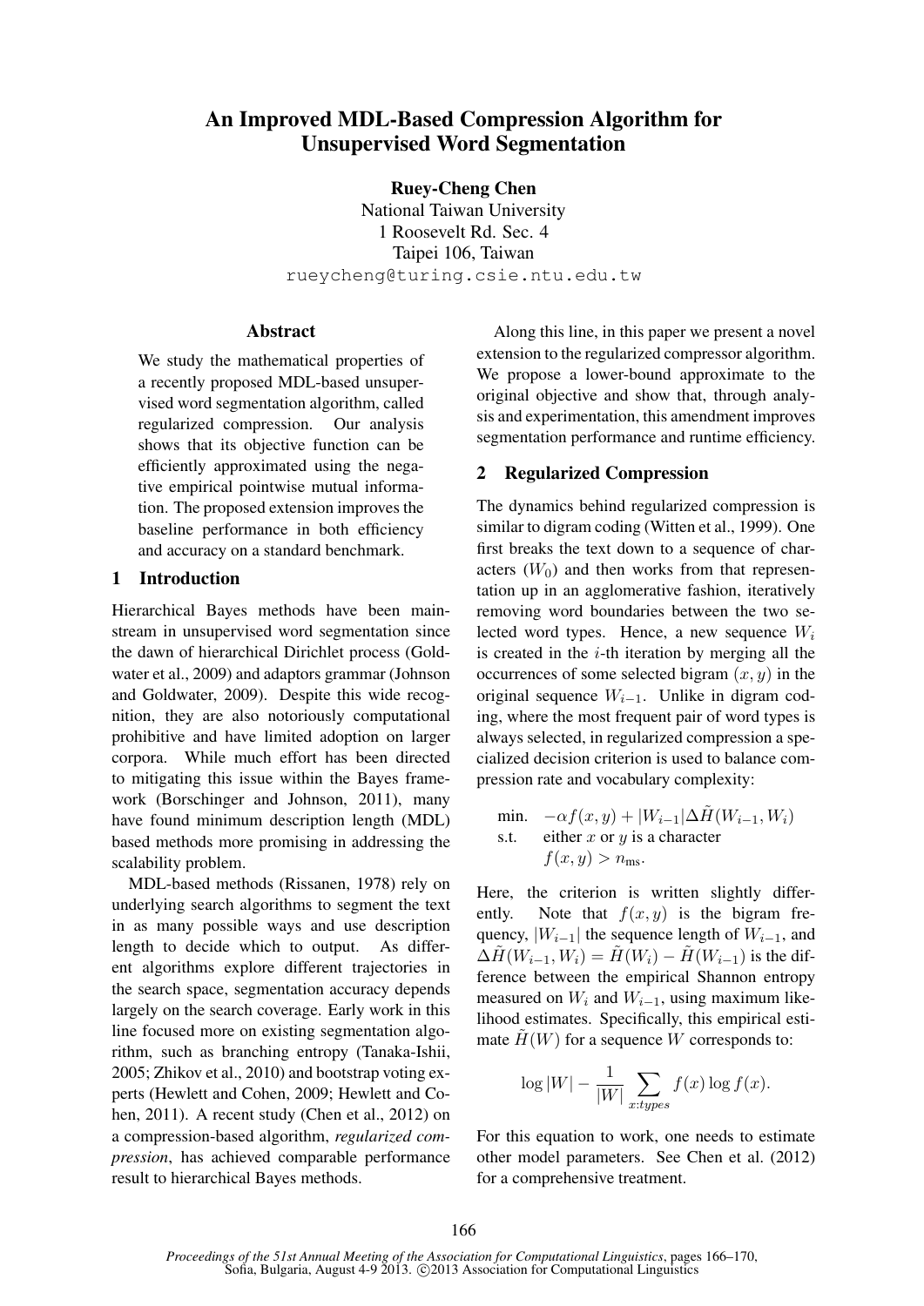# An Improved MDL-Based Compression Algorithm for Unsupervised Word Segmentation

**Ruey-Cheng Chen**
National Taiwan University
1 Roosevelt Rd. Sec. 4
Taipei 106, Taiwan
rueycheng@turing.csie.ntu.edu.tw

## Abstract

We study the mathematical properties of a recently proposed MDL-based unsupervised word segmentation algorithm, called regularized compression. Our analysis shows that its objective function can be efficiently approximated using the negative empirical pointwise mutual information. The proposed extension improves the baseline performance in both efficiency and accuracy on a standard benchmark.

## 1 Introduction

Hierarchical Bayes methods have been mainstream in unsupervised word segmentation since the dawn of hierarchical Dirichlet process (Goldwater et al., 2009) and adaptors grammar (Johnson and Goldwater, 2009). Despite this wide recognition, they are also notoriously computational prohibitive and have limited adoption on larger corpora. While much effort has been directed to mitigating this issue within the Bayes framework (Borschinger and Johnson, 2011), many have found minimum description length (MDL) based methods more promising in addressing the scalability problem.

MDL-based methods (Rissanen, 1978) rely on underlying search algorithms to segment the text in as many possible ways and use description length to decide which to output. As different algorithms explore different trajectories in the search space, segmentation accuracy depends largely on the search coverage. Early work in this line focused more on existing segmentation algorithm, such as branching entropy (Tanaka-Ishii, 2005; Zhikov et al., 2010) and bootstrap voting experts (Hewlett and Cohen, 2009; Hewlett and Cohen, 2011). A recent study (Chen et al., 2012) on a compression-based algorithm, *regularized compression*, has achieved comparable performance result to hierarchical Bayes methods.

Along this line, in this paper we present a novel extension to the regularized compressor algorithm. We propose a lower-bound approximate to the original objective and show that, through analysis and experimentation, this amendment improves segmentation performance and runtime efficiency.

## 2 Regularized Compression

The dynamics behind regularized compression is similar to digram coding (Witten et al., 1999). One first breaks the text down to a sequence of characters ($W_0$) and then works from that representation up in an agglomerative fashion, iteratively removing word boundaries between the two selected word types. Hence, a new sequence $W_i$ is created in the $i$-th iteration by merging all the occurrences of some selected bigram $(x, y)$ in the original sequence $W_{i-1}$. Unlike in digram coding, where the most frequent pair of word types is always selected, in regularized compression a specialized decision criterion is used to balance compression rate and vocabulary complexity:

$$\begin{aligned}
\text{min.} \quad & -\alpha f(x,y) + |W_{i-1}| \Delta \tilde{H}(W_{i-1}, W_i) \\
\text{s.t.} \quad & \text{either } x \text{ or } y \text{ is a character} \\
& f(x,y) > n_{\text{ms}}.
\end{aligned}$$

Here, the criterion is written slightly differently. Note that $f(x, y)$ is the bigram frequency, $|W_{i-1}|$ the sequence length of $W_{i-1}$, and $\Delta\tilde{H}(W_{i-1}, W_i) = \tilde{H}(W_i) - \tilde{H}(W_{i-1})$ is the difference between the empirical Shannon entropy measured on $W_i$ and $W_{i-1}$, using maximum likelihood estimates. Specifically, this empirical estimate $\tilde{H}(W)$ for a sequence $W$ corresponds to:

$$\log |W| - \frac{1}{|W|} \sum_{x:types} f(x) \log f(x).$$

For this equation to work, one needs to estimate other model parameters. See Chen et al. (2012) for a comprehensive treatment.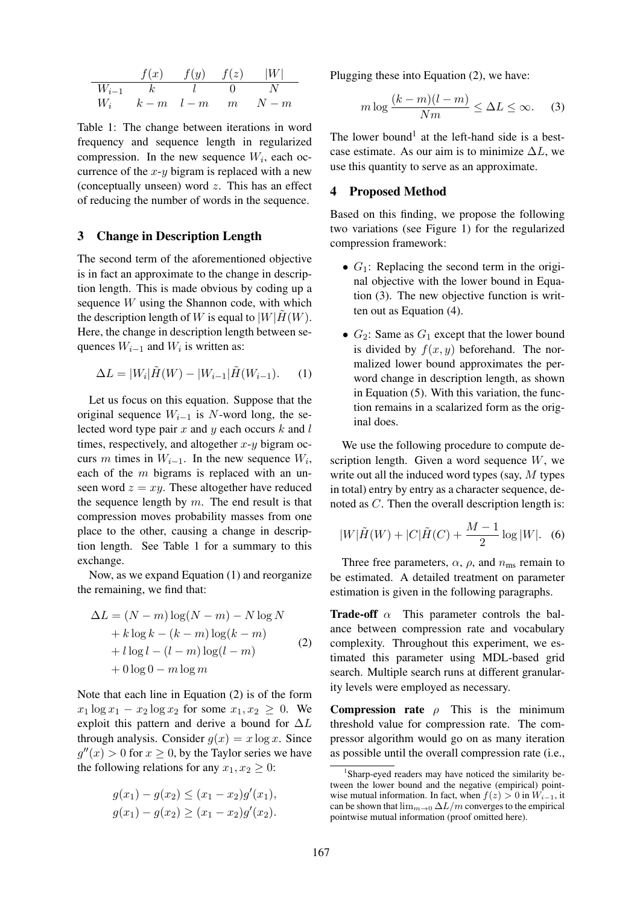| | $f(x)$ | $f(y)$ | $f(z)$ | $\|W\|$ |
|---|---|---|---|---|
| $W_{i-1}$ | $k$ | $l$ | $0$ | $N$ |
| $W_i$ | $k-m$ | $l-m$ | $m$ | $N-m$ |

Table 1: The change between iterations in word frequency and sequence length in regularized compression. In the new sequence $W_i$, each occurrence of the $x$-$y$ bigram is replaced with a new (conceptually unseen) word $z$. This has an effect of reducing the number of words in the sequence.

## 3 Change in Description Length

The second term of the aforementioned objective is in fact an approximate to the change in description length. This is made obvious by coding up a sequence $W$ using the Shannon code, with which the description length of $W$ is equal to $|W|\tilde{H}(W)$. Here, the change in description length between sequences $W_{i-1}$ and $W_i$ is written as:

$$\Delta L = |W_i|\tilde{H}(W) - |W_{i-1}|\tilde{H}(W_{i-1}). \quad (1)$$

Let us focus on this equation. Suppose that the original sequence $W_{i-1}$ is $N$-word long, the selected word type pair $x$ and $y$ each occurs $k$ and $l$ times, respectively, and altogether $x$-$y$ bigram occurs $m$ times in $W_{i-1}$. In the new sequence $W_i$, each of the $m$ bigrams is replaced with an unseen word $z = xy$. These altogether have reduced the sequence length by $m$. The end result is that compression moves probability masses from one place to the other, causing a change in description length. See Table 1 for a summary to this exchange.

Now, as we expand Equation (1) and reorganize the remaining, we find that:

$$\begin{aligned} \Delta L &= (N-m)\log(N-m) - N\log N \\ &+ k\log k - (k-m)\log(k-m) \\ &+ l\log l - (l-m)\log(l-m) \\ &+ 0\log 0 - m\log m \end{aligned} \quad (2)$$

Note that each line in Equation (2) is of the form $x_1 \log x_1 - x_2 \log x_2$ for some $x_1, x_2 \geq 0$. We exploit this pattern and derive a bound for $\Delta L$ through analysis. Consider $g(x) = x\log x$. Since $g''(x) > 0$ for $x \geq 0$, by the Taylor series we have the following relations for any $x_1, x_2 \geq 0$:

$$\begin{aligned} g(x_1) - g(x_2) &\leq (x_1 - x_2)g'(x_1), \\ g(x_1) - g(x_2) &\geq (x_1 - x_2)g'(x_2). \end{aligned}$$

Plugging these into Equation (2), we have:

$$m \log \frac{(k-m)(l-m)}{Nm} \leq \Delta L \leq \infty. \quad (3)$$

The lower bound[1] at the left-hand side is a best-case estimate. As our aim is to minimize $\Delta L$, we use this quantity to serve as an approximate.

## 4 Proposed Method

Based on this finding, we propose the following two variations (see Figure 1) for the regularized compression framework:

- $G_1$: Replacing the second term in the original objective with the lower bound in Equation (3). The new objective function is written out as Equation (4).
- $G_2$: Same as $G_1$ except that the lower bound is divided by $f(x, y)$ beforehand. The normalized lower bound approximates the per-word change in description length, as shown in Equation (5). With this variation, the function remains in a scalarized form as the original does.

We use the following procedure to compute description length. Given a word sequence $W$, we write out all the induced word types (say, $M$ types in total) entry by entry as a character sequence, denoted as $C$. Then the overall description length is:

$$|W|\tilde{H}(W) + |C|\tilde{H}(C) + \frac{M-1}{2}\log|W|. \quad (6)$$

Three free parameters, $\alpha$, $\rho$, and $n_{\text{ms}}$ remain to be estimated. A detailed treatment on parameter estimation is given in the following paragraphs.

**Trade-off** $\alpha$ This parameter controls the balance between compression rate and vocabulary complexity. Throughout this experiment, we estimated this parameter using MDL-based grid search. Multiple search runs at different granularity levels were employed as necessary.

**Compression rate** $\rho$ This is the minimum threshold value for compression rate. The compressor algorithm would go on as many iteration as possible until the overall compression rate (i.e.,

[1] Sharp-eyed readers may have noticed the similarity between the lower bound and the negative (empirical) pointwise mutual information. In fact, when $f(z) > 0$ in $W_{i-1}$, it can be shown that $\lim_{m\to 0} \Delta L/m$ converges to the empirical pointwise mutual information (proof omitted here).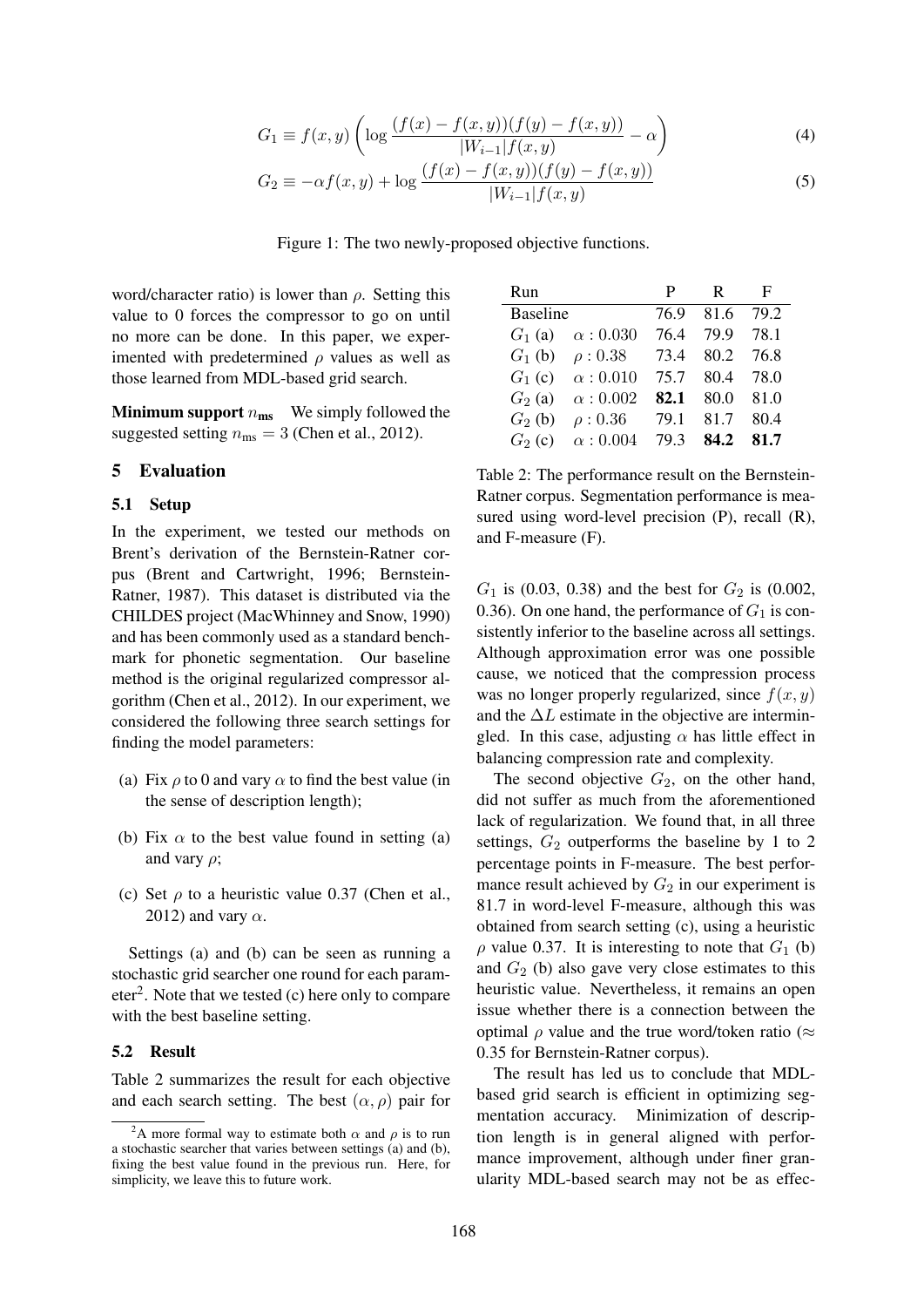$$G_1 \equiv f(x,y)\left(\log \frac{(f(x)-f(x,y))(f(y)-f(x,y))}{|W_{i-1}|f(x,y)} - \alpha\right) \quad (4)$$

$$G_2 \equiv -\alpha f(x,y) + \log \frac{(f(x)-f(x,y))(f(y)-f(x,y))}{|W_{i-1}|f(x,y)} \quad (5)$$

Figure 1: The two newly-proposed objective functions.

word/character ratio) is lower than $\rho$. Setting this value to 0 forces the compressor to go on until no more can be done. In this paper, we experimented with predetermined $\rho$ values as well as those learned from MDL-based grid search.

**Minimum support $n_{\text{ms}}$** We simply followed the suggested setting $n_{\text{ms}} = 3$ (Chen et al., 2012).

## 5 Evaluation

### 5.1 Setup

In the experiment, we tested our methods on Brent's derivation of the Bernstein-Ratner corpus (Brent and Cartwright, 1996; Bernstein-Ratner, 1987). This dataset is distributed via the CHILDES project (MacWhinney and Snow, 1990) and has been commonly used as a standard benchmark for phonetic segmentation. Our baseline method is the original regularized compressor algorithm (Chen et al., 2012). In our experiment, we considered the following three search settings for finding the model parameters:

(a) Fix $\rho$ to 0 and vary $\alpha$ to find the best value (in the sense of description length);

(b) Fix $\alpha$ to the best value found in setting (a) and vary $\rho$;

(c) Set $\rho$ to a heuristic value 0.37 (Chen et al., 2012) and vary $\alpha$.

Settings (a) and (b) can be seen as running a stochastic grid searcher one round for each parameter[2]. Note that we tested (c) here only to compare with the best baseline setting.

### 5.2 Result

Table 2 summarizes the result for each objective and each search setting. The best $(\alpha, \rho)$ pair for $G_1$ is (0.03, 0.38) and the best for $G_2$ is (0.002, 0.36). On one hand, the performance of $G_1$ is consistently inferior to the baseline across all settings. Although approximation error was one possible cause, we noticed that the compression process was no longer properly regularized, since $f(x, y)$ and the $\Delta L$ estimate in the objective are intermingled. In this case, adjusting $\alpha$ has little effect in balancing compression rate and complexity.

| Run | | P | R | F |
|---|---|---|---|---|
| Baseline | | 76.9 | 81.6 | 79.2 |
| $G_1$ (a) | $\alpha : 0.030$ | 76.4 | 79.9 | 78.1 |
| $G_1$ (b) | $\rho : 0.38$ | 73.4 | 80.2 | 76.8 |
| $G_1$ (c) | $\alpha : 0.010$ | 75.7 | 80.4 | 78.0 |
| $G_2$ (a) | $\alpha : 0.002$ | **82.1** | 80.0 | 81.0 |
| $G_2$ (b) | $\rho : 0.36$ | 79.1 | 81.7 | 80.4 |
| $G_2$ (c) | $\alpha : 0.004$ | 79.3 | **84.2** | **81.7** |

Table 2: The performance result on the Bernstein-Ratner corpus. Segmentation performance is measured using word-level precision (P), recall (R), and F-measure (F).

The second objective $G_2$, on the other hand, did not suffer as much from the aforementioned lack of regularization. We found that, in all three settings, $G_2$ outperforms the baseline by 1 to 2 percentage points in F-measure. The best performance result achieved by $G_2$ in our experiment is 81.7 in word-level F-measure, although this was obtained from search setting (c), using a heuristic $\rho$ value 0.37. It is interesting to note that $G_1$ (b) and $G_2$ (b) also gave very close estimates to this heuristic value. Nevertheless, it remains an open issue whether there is a connection between the optimal $\rho$ value and the true word/token ratio ($\approx$ 0.35 for Bernstein-Ratner corpus).

The result has led us to conclude that MDL-based grid search is efficient in optimizing segmentation accuracy. Minimization of description length is in general aligned with performance improvement, although under finer granularity MDL-based search may not be as effec-

[2] A more formal way to estimate both $\alpha$ and $\rho$ is to run a stochastic searcher that varies between settings (a) and (b), fixing the best value found in the previous run. Here, for simplicity, we leave this to future work.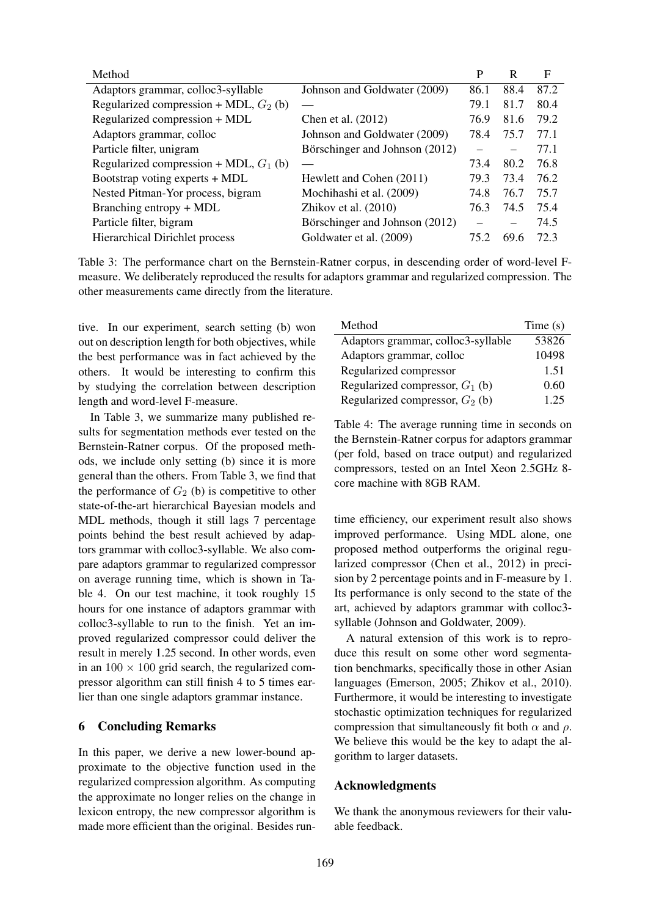| Method | | P | R | F |
|---|---|---|---|---|
| Adaptors grammar, colloc3-syllable | Johnson and Goldwater (2009) | 86.1 | 88.4 | 87.2 |
| Regularized compression + MDL, $G_2$ (b) | — | 79.1 | 81.7 | 80.4 |
| Regularized compression + MDL | Chen et al. (2012) | 76.9 | 81.6 | 79.2 |
| Adaptors grammar, colloc | Johnson and Goldwater (2009) | 78.4 | 75.7 | 77.1 |
| Particle filter, unigram | Börschinger and Johnson (2012) | – | – | 77.1 |
| Regularized compression + MDL, $G_1$ (b) | — | 73.4 | 80.2 | 76.8 |
| Bootstrap voting experts + MDL | Hewlett and Cohen (2011) | 79.3 | 73.4 | 76.2 |
| Nested Pitman-Yor process, bigram | Mochihashi et al. (2009) | 74.8 | 76.7 | 75.7 |
| Branching entropy + MDL | Zhikov et al. (2010) | 76.3 | 74.5 | 75.4 |
| Particle filter, bigram | Börschinger and Johnson (2012) | – | – | 74.5 |
| Hierarchical Dirichlet process | Goldwater et al. (2009) | 75.2 | 69.6 | 72.3 |

Table 3: The performance chart on the Bernstein-Ratner corpus, in descending order of word-level F-measure. We deliberately reproduced the results for adaptors grammar and regularized compression. The other measurements came directly from the literature.

tive. In our experiment, search setting (b) won out on description length for both objectives, while the best performance was in fact achieved by the others. It would be interesting to confirm this by studying the correlation between description length and word-level F-measure.

In Table 3, we summarize many published results for segmentation methods ever tested on the Bernstein-Ratner corpus. Of the proposed methods, we include only setting (b) since it is more general than the others. From Table 3, we find that the performance of $G_2$ (b) is competitive to other state-of-the-art hierarchical Bayesian models and MDL methods, though it still lags 7 percentage points behind the best result achieved by adaptors grammar with colloc3-syllable. We also compare adaptors grammar to regularized compressor on average running time, which is shown in Table 4. On our test machine, it took roughly 15 hours for one instance of adaptors grammar with colloc3-syllable to run to the finish. Yet an improved regularized compressor could deliver the result in merely 1.25 second. In other words, even in an $100 \times 100$ grid search, the regularized compressor algorithm can still finish 4 to 5 times earlier than one single adaptors grammar instance.

| Method | Time (s) |
|---|---|
| Adaptors grammar, colloc3-syllable | 53826 |
| Adaptors grammar, colloc | 10498 |
| Regularized compressor | 1.51 |
| Regularized compressor, $G_1$ (b) | 0.60 |
| Regularized compressor, $G_2$ (b) | 1.25 |

Table 4: The average running time in seconds on the Bernstein-Ratner corpus for adaptors grammar (per fold, based on trace output) and regularized compressors, tested on an Intel Xeon 2.5GHz 8-core machine with 8GB RAM.

## 6 Concluding Remarks

In this paper, we derive a new lower-bound approximate to the objective function used in the regularized compression algorithm. As computing the approximate no longer relies on the change in lexicon entropy, the new compressor algorithm is made more efficient than the original. Besides running time efficiency, our experiment result also shows improved performance. Using MDL alone, one proposed method outperforms the original regularized compressor (Chen et al., 2012) in precision by 2 percentage points and in F-measure by 1. Its performance is only second to the state of the art, achieved by adaptors grammar with colloc3-syllable (Johnson and Goldwater, 2009).

A natural extension of this work is to reproduce this result on some other word segmentation benchmarks, specifically those in other Asian languages (Emerson, 2005; Zhikov et al., 2010). Furthermore, it would be interesting to investigate stochastic optimization techniques for regularized compression that simultaneously fit both $\alpha$ and $\rho$. We believe this would be the key to adapt the algorithm to larger datasets.

## Acknowledgments

We thank the anonymous reviewers for their valuable feedback.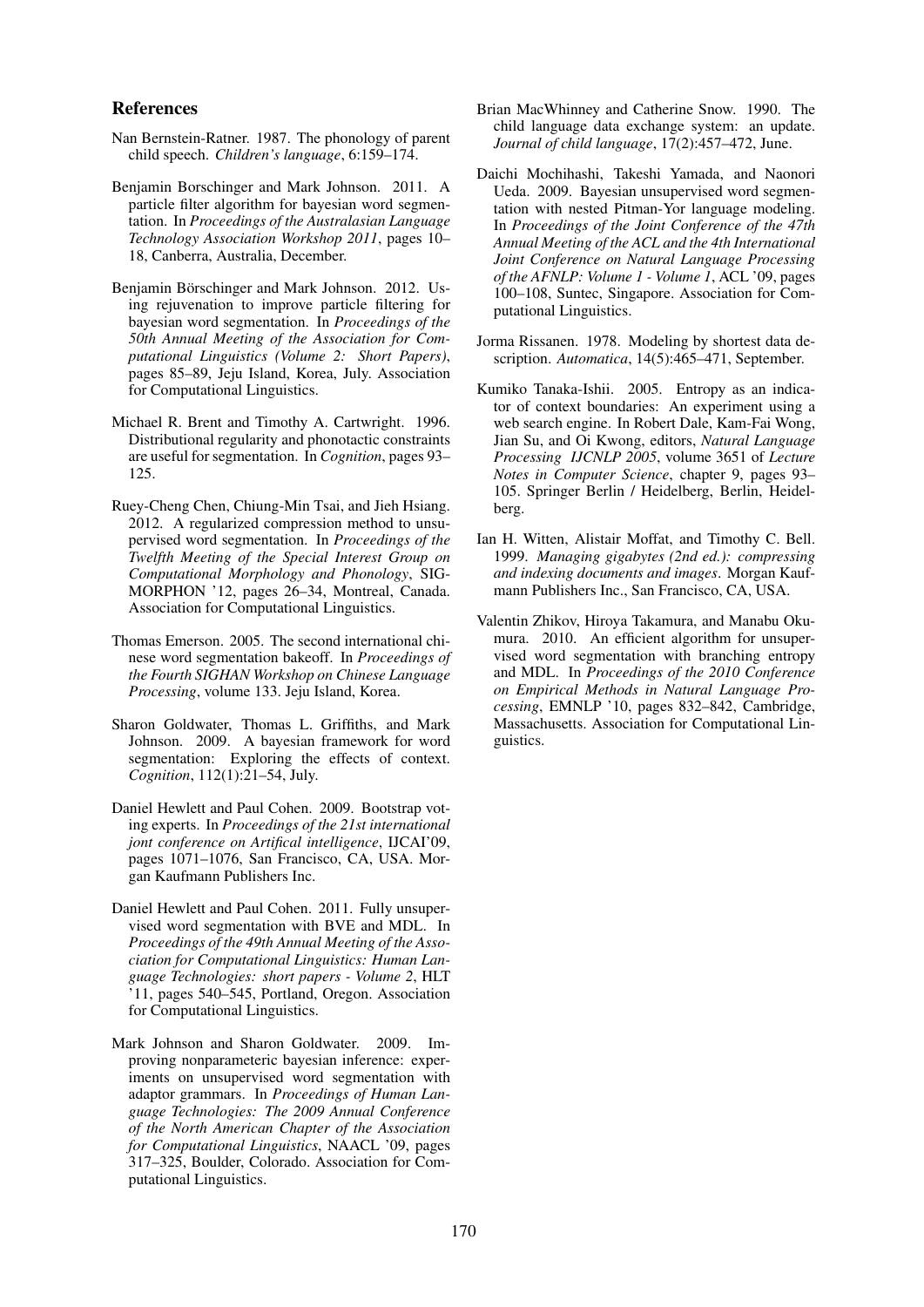## References

Nan Bernstein-Ratner. 1987. The phonology of parent child speech. *Children's language*, 6:159–174.

Benjamin Borschinger and Mark Johnson. 2011. A particle filter algorithm for bayesian word segmentation. In *Proceedings of the Australasian Language Technology Association Workshop 2011*, pages 10–18, Canberra, Australia, December.

Benjamin Börschinger and Mark Johnson. 2012. Using rejuvenation to improve particle filtering for bayesian word segmentation. In *Proceedings of the 50th Annual Meeting of the Association for Computational Linguistics (Volume 2: Short Papers)*, pages 85–89, Jeju Island, Korea, July. Association for Computational Linguistics.

Michael R. Brent and Timothy A. Cartwright. 1996. Distributional regularity and phonotactic constraints are useful for segmentation. In *Cognition*, pages 93–125.

Ruey-Cheng Chen, Chiung-Min Tsai, and Jieh Hsiang. 2012. A regularized compression method to unsupervised word segmentation. In *Proceedings of the Twelfth Meeting of the Special Interest Group on Computational Morphology and Phonology*, SIGMORPHON '12, pages 26–34, Montreal, Canada. Association for Computational Linguistics.

Thomas Emerson. 2005. The second international chinese word segmentation bakeoff. In *Proceedings of the Fourth SIGHAN Workshop on Chinese Language Processing*, volume 133. Jeju Island, Korea.

Sharon Goldwater, Thomas L. Griffiths, and Mark Johnson. 2009. A bayesian framework for word segmentation: Exploring the effects of context. *Cognition*, 112(1):21–54, July.

Daniel Hewlett and Paul Cohen. 2009. Bootstrap voting experts. In *Proceedings of the 21st international jont conference on Artifical intelligence*, IJCAI'09, pages 1071–1076, San Francisco, CA, USA. Morgan Kaufmann Publishers Inc.

Daniel Hewlett and Paul Cohen. 2011. Fully unsupervised word segmentation with BVE and MDL. In *Proceedings of the 49th Annual Meeting of the Association for Computational Linguistics: Human Language Technologies: short papers - Volume 2*, HLT '11, pages 540–545, Portland, Oregon. Association for Computational Linguistics.

Mark Johnson and Sharon Goldwater. 2009. Improving nonparameteric bayesian inference: experiments on unsupervised word segmentation with adaptor grammars. In *Proceedings of Human Language Technologies: The 2009 Annual Conference of the North American Chapter of the Association for Computational Linguistics*, NAACL '09, pages 317–325, Boulder, Colorado. Association for Computational Linguistics.

Brian MacWhinney and Catherine Snow. 1990. The child language data exchange system: an update. *Journal of child language*, 17(2):457–472, June.

Daichi Mochihashi, Takeshi Yamada, and Naonori Ueda. 2009. Bayesian unsupervised word segmentation with nested Pitman-Yor language modeling. In *Proceedings of the Joint Conference of the 47th Annual Meeting of the ACL and the 4th International Joint Conference on Natural Language Processing of the AFNLP: Volume 1 - Volume 1*, ACL '09, pages 100–108, Suntec, Singapore. Association for Computational Linguistics.

Jorma Rissanen. 1978. Modeling by shortest data description. *Automatica*, 14(5):465–471, September.

Kumiko Tanaka-Ishii. 2005. Entropy as an indicator of context boundaries: An experiment using a web search engine. In Robert Dale, Kam-Fai Wong, Jian Su, and Oi Kwong, editors, *Natural Language Processing IJCNLP 2005*, volume 3651 of *Lecture Notes in Computer Science*, chapter 9, pages 93–105. Springer Berlin / Heidelberg, Berlin, Heidelberg.

Ian H. Witten, Alistair Moffat, and Timothy C. Bell. 1999. *Managing gigabytes (2nd ed.): compressing and indexing documents and images*. Morgan Kaufmann Publishers Inc., San Francisco, CA, USA.

Valentin Zhikov, Hiroya Takamura, and Manabu Okumura. 2010. An efficient algorithm for unsupervised word segmentation with branching entropy and MDL. In *Proceedings of the 2010 Conference on Empirical Methods in Natural Language Processing*, EMNLP '10, pages 832–842, Cambridge, Massachusetts. Association for Computational Linguistics.